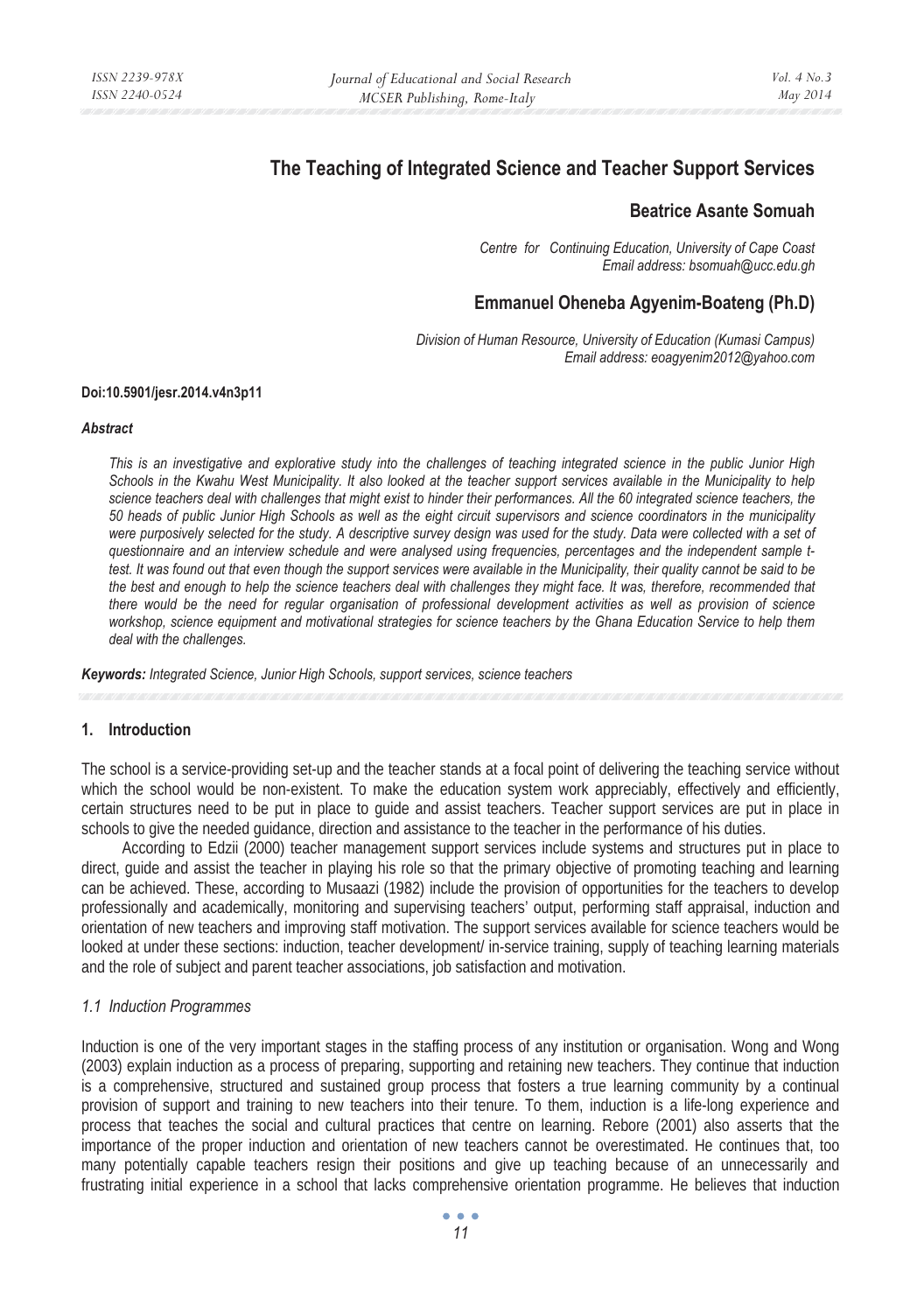# The Teaching of Integrated Science and Teacher Support Services

**Beatrice Asante Somuah**

*Centre for Continuing Education, University of Cape Coast*
*Email address: bsomuah@ucc.edu.gh*

**Emmanuel Oheneba Agyenim-Boateng (Ph.D)**

*Division of Human Resource, University of Education (Kumasi Campus)*
*Email address: eoagyenim2012@yahoo.com*

**Doi:10.5901/jesr.2014.v4n3p11**

***Abstract***

*This is an investigative and explorative study into the challenges of teaching integrated science in the public Junior High Schools in the Kwahu West Municipality. It also looked at the teacher support services available in the Municipality to help science teachers deal with challenges that might exist to hinder their performances. All the 60 integrated science teachers, the 50 heads of public Junior High Schools as well as the eight circuit supervisors and science coordinators in the municipality were purposively selected for the study. A descriptive survey design was used for the study. Data were collected with a set of questionnaire and an interview schedule and were analysed using frequencies, percentages and the independent sample t-test. It was found out that even though the support services were available in the Municipality, their quality cannot be said to be the best and enough to help the science teachers deal with challenges they might face. It was, therefore, recommended that there would be the need for regular organisation of professional development activities as well as provision of science workshop, science equipment and motivational strategies for science teachers by the Ghana Education Service to help them deal with the challenges.*

***Keywords:*** *Integrated Science, Junior High Schools, support services, science teachers*

## 1. Introduction

The school is a service-providing set-up and the teacher stands at a focal point of delivering the teaching service without which the school would be non-existent. To make the education system work appreciably, effectively and efficiently, certain structures need to be put in place to guide and assist teachers. Teacher support services are put in place in schools to give the needed guidance, direction and assistance to the teacher in the performance of his duties.

According to Edzii (2000) teacher management support services include systems and structures put in place to direct, guide and assist the teacher in playing his role so that the primary objective of promoting teaching and learning can be achieved. These, according to Musaazi (1982) include the provision of opportunities for the teachers to develop professionally and academically, monitoring and supervising teachers' output, performing staff appraisal, induction and orientation of new teachers and improving staff motivation. The support services available for science teachers would be looked at under these sections: induction, teacher development/ in-service training, supply of teaching learning materials and the role of subject and parent teacher associations, job satisfaction and motivation.

### *1.1 Induction Programmes*

Induction is one of the very important stages in the staffing process of any institution or organisation. Wong and Wong (2003) explain induction as a process of preparing, supporting and retaining new teachers. They continue that induction is a comprehensive, structured and sustained group process that fosters a true learning community by a continual provision of support and training to new teachers into their tenure. To them, induction is a life-long experience and process that teaches the social and cultural practices that centre on learning. Rebore (2001) also asserts that the importance of the proper induction and orientation of new teachers cannot be overestimated. He continues that, too many potentially capable teachers resign their positions and give up teaching because of an unnecessarily and frustrating initial experience in a school that lacks comprehensive orientation programme. He believes that induction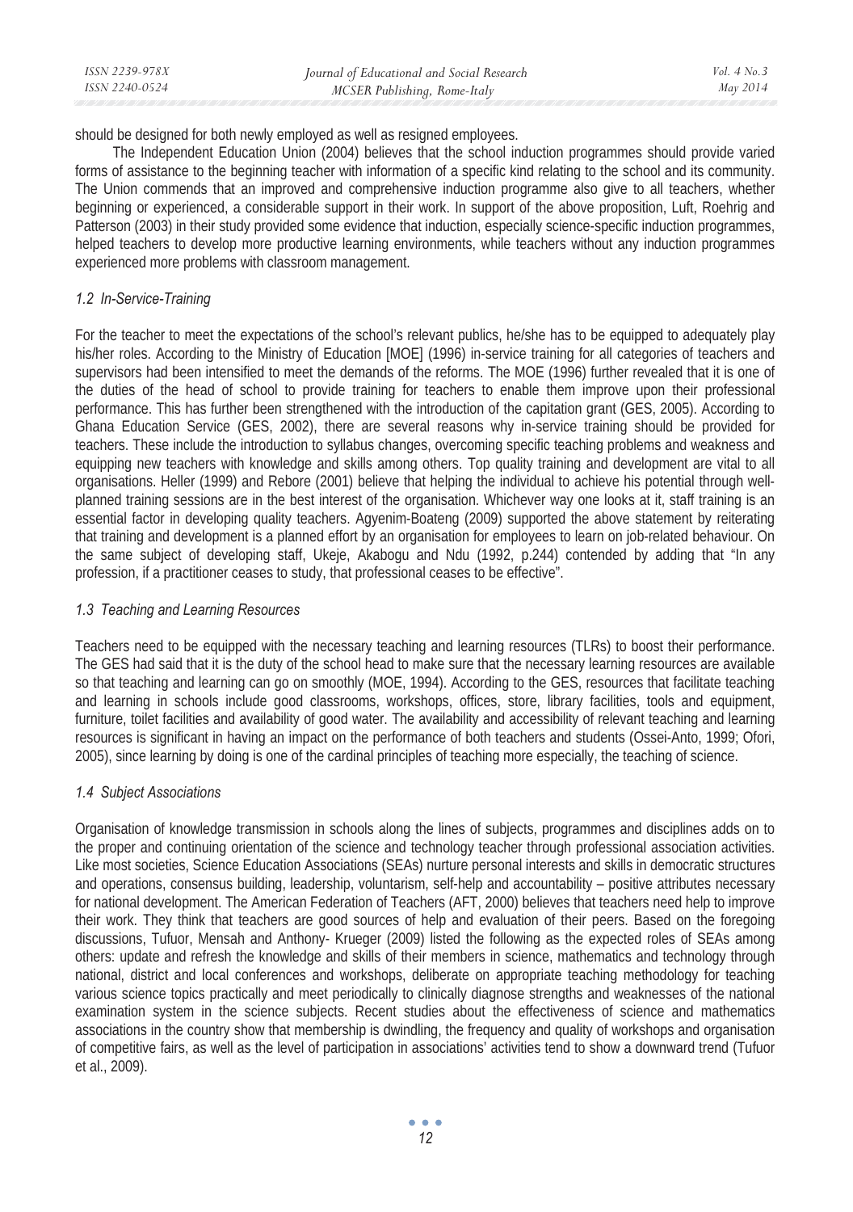should be designed for both newly employed as well as resigned employees.

The Independent Education Union (2004) believes that the school induction programmes should provide varied forms of assistance to the beginning teacher with information of a specific kind relating to the school and its community. The Union commends that an improved and comprehensive induction programme also give to all teachers, whether beginning or experienced, a considerable support in their work. In support of the above proposition, Luft, Roehrig and Patterson (2003) in their study provided some evidence that induction, especially science-specific induction programmes, helped teachers to develop more productive learning environments, while teachers without any induction programmes experienced more problems with classroom management.

### *1.2 In-Service-Training*

For the teacher to meet the expectations of the school's relevant publics, he/she has to be equipped to adequately play his/her roles. According to the Ministry of Education [MOE] (1996) in-service training for all categories of teachers and supervisors had been intensified to meet the demands of the reforms. The MOE (1996) further revealed that it is one of the duties of the head of school to provide training for teachers to enable them improve upon their professional performance. This has further been strengthened with the introduction of the capitation grant (GES, 2005). According to Ghana Education Service (GES, 2002), there are several reasons why in-service training should be provided for teachers. These include the introduction to syllabus changes, overcoming specific teaching problems and weakness and equipping new teachers with knowledge and skills among others. Top quality training and development are vital to all organisations. Heller (1999) and Rebore (2001) believe that helping the individual to achieve his potential through well-planned training sessions are in the best interest of the organisation. Whichever way one looks at it, staff training is an essential factor in developing quality teachers. Agyenim-Boateng (2009) supported the above statement by reiterating that training and development is a planned effort by an organisation for employees to learn on job-related behaviour. On the same subject of developing staff, Ukeje, Akabogu and Ndu (1992, p.244) contended by adding that "In any profession, if a practitioner ceases to study, that professional ceases to be effective".

### *1.3 Teaching and Learning Resources*

Teachers need to be equipped with the necessary teaching and learning resources (TLRs) to boost their performance. The GES had said that it is the duty of the school head to make sure that the necessary learning resources are available so that teaching and learning can go on smoothly (MOE, 1994). According to the GES, resources that facilitate teaching and learning in schools include good classrooms, workshops, offices, store, library facilities, tools and equipment, furniture, toilet facilities and availability of good water. The availability and accessibility of relevant teaching and learning resources is significant in having an impact on the performance of both teachers and students (Ossei-Anto, 1999; Ofori, 2005), since learning by doing is one of the cardinal principles of teaching more especially, the teaching of science.

### *1.4 Subject Associations*

Organisation of knowledge transmission in schools along the lines of subjects, programmes and disciplines adds on to the proper and continuing orientation of the science and technology teacher through professional association activities. Like most societies, Science Education Associations (SEAs) nurture personal interests and skills in democratic structures and operations, consensus building, leadership, voluntarism, self-help and accountability – positive attributes necessary for national development. The American Federation of Teachers (AFT, 2000) believes that teachers need help to improve their work. They think that teachers are good sources of help and evaluation of their peers. Based on the foregoing discussions, Tufuor, Mensah and Anthony- Krueger (2009) listed the following as the expected roles of SEAs among others: update and refresh the knowledge and skills of their members in science, mathematics and technology through national, district and local conferences and workshops, deliberate on appropriate teaching methodology for teaching various science topics practically and meet periodically to clinically diagnose strengths and weaknesses of the national examination system in the science subjects. Recent studies about the effectiveness of science and mathematics associations in the country show that membership is dwindling, the frequency and quality of workshops and organisation of competitive fairs, as well as the level of participation in associations' activities tend to show a downward trend (Tufuor et al., 2009).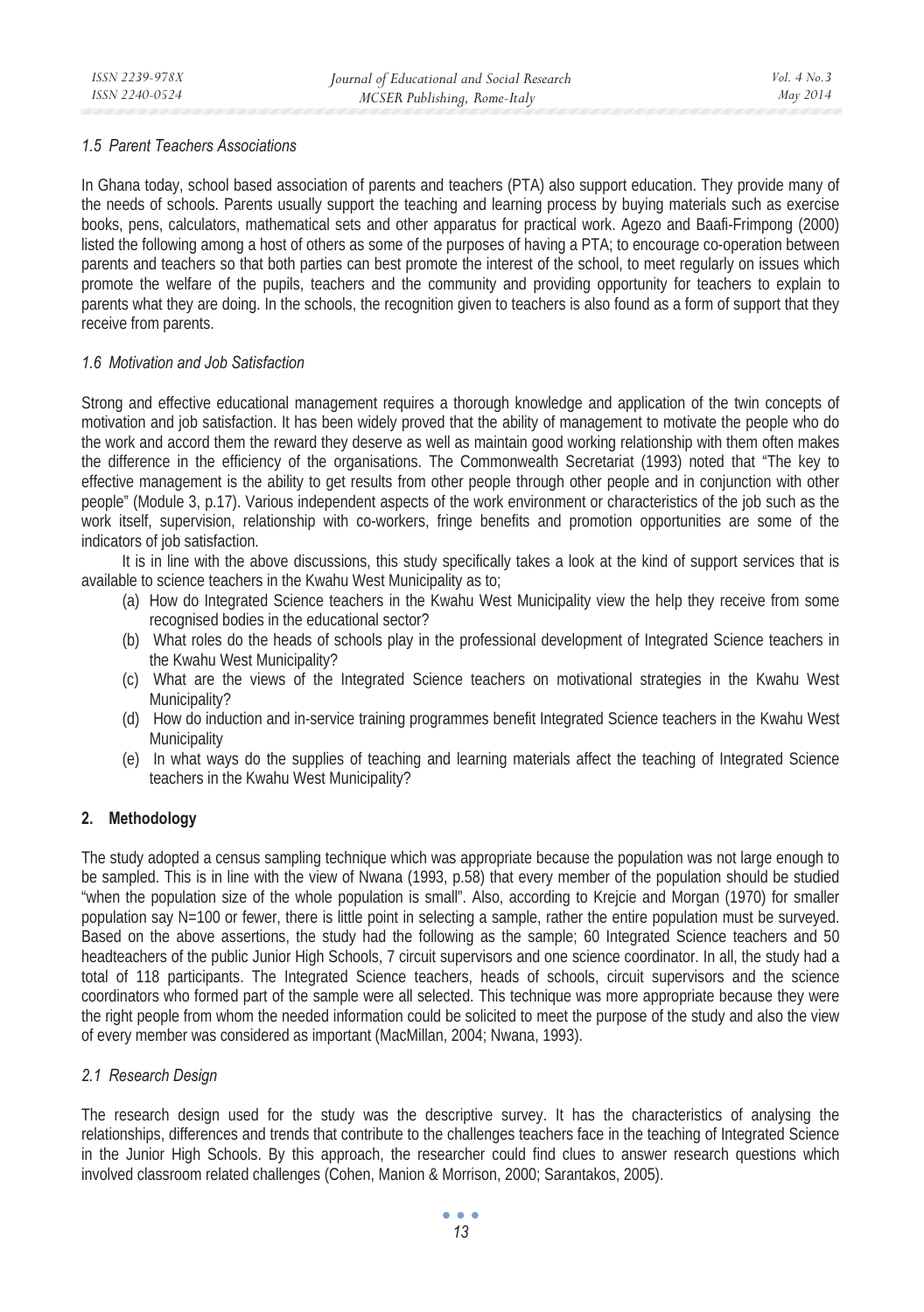### *1.5 Parent Teachers Associations*

In Ghana today, school based association of parents and teachers (PTA) also support education. They provide many of the needs of schools. Parents usually support the teaching and learning process by buying materials such as exercise books, pens, calculators, mathematical sets and other apparatus for practical work. Agezo and Baafi-Frimpong (2000) listed the following among a host of others as some of the purposes of having a PTA; to encourage co-operation between parents and teachers so that both parties can best promote the interest of the school, to meet regularly on issues which promote the welfare of the pupils, teachers and the community and providing opportunity for teachers to explain to parents what they are doing. In the schools, the recognition given to teachers is also found as a form of support that they receive from parents.

### *1.6 Motivation and Job Satisfaction*

Strong and effective educational management requires a thorough knowledge and application of the twin concepts of motivation and job satisfaction. It has been widely proved that the ability of management to motivate the people who do the work and accord them the reward they deserve as well as maintain good working relationship with them often makes the difference in the efficiency of the organisations. The Commonwealth Secretariat (1993) noted that "The key to effective management is the ability to get results from other people through other people and in conjunction with other people" (Module 3, p.17). Various independent aspects of the work environment or characteristics of the job such as the work itself, supervision, relationship with co-workers, fringe benefits and promotion opportunities are some of the indicators of job satisfaction.

It is in line with the above discussions, this study specifically takes a look at the kind of support services that is available to science teachers in the Kwahu West Municipality as to;

(a) How do Integrated Science teachers in the Kwahu West Municipality view the help they receive from some recognised bodies in the educational sector?
(b) What roles do the heads of schools play in the professional development of Integrated Science teachers in the Kwahu West Municipality?
(c) What are the views of the Integrated Science teachers on motivational strategies in the Kwahu West Municipality?
(d) How do induction and in-service training programmes benefit Integrated Science teachers in the Kwahu West Municipality
(e) In what ways do the supplies of teaching and learning materials affect the teaching of Integrated Science teachers in the Kwahu West Municipality?

## 2. Methodology

The study adopted a census sampling technique which was appropriate because the population was not large enough to be sampled. This is in line with the view of Nwana (1993, p.58) that every member of the population should be studied "when the population size of the whole population is small". Also, according to Krejcie and Morgan (1970) for smaller population say N=100 or fewer, there is little point in selecting a sample, rather the entire population must be surveyed. Based on the above assertions, the study had the following as the sample; 60 Integrated Science teachers and 50 headteachers of the public Junior High Schools, 7 circuit supervisors and one science coordinator. In all, the study had a total of 118 participants. The Integrated Science teachers, heads of schools, circuit supervisors and the science coordinators who formed part of the sample were all selected. This technique was more appropriate because they were the right people from whom the needed information could be solicited to meet the purpose of the study and also the view of every member was considered as important (MacMillan, 2004; Nwana, 1993).

### *2.1 Research Design*

The research design used for the study was the descriptive survey. It has the characteristics of analysing the relationships, differences and trends that contribute to the challenges teachers face in the teaching of Integrated Science in the Junior High Schools. By this approach, the researcher could find clues to answer research questions which involved classroom related challenges (Cohen, Manion & Morrison, 2000; Sarantakos, 2005).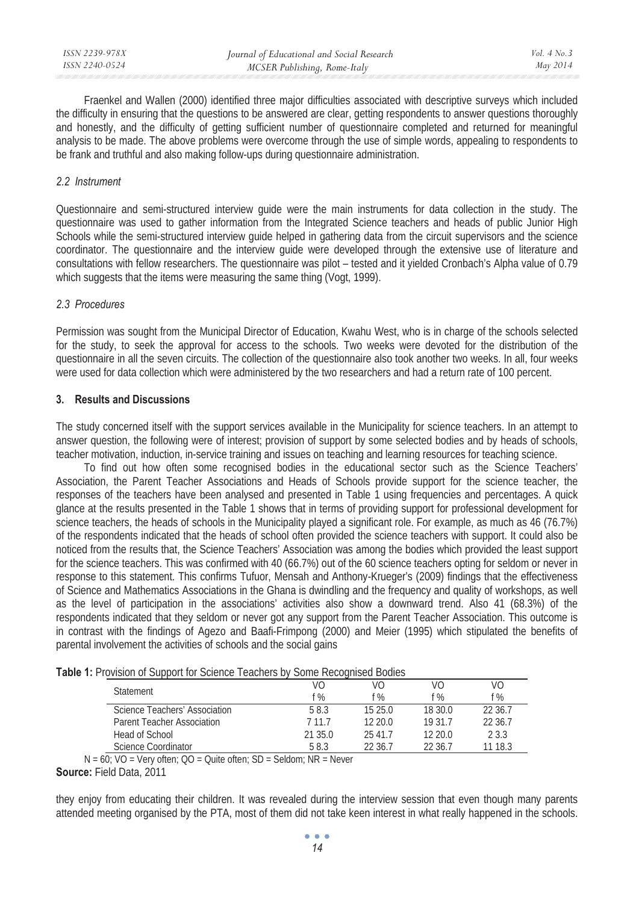Fraenkel and Wallen (2000) identified three major difficulties associated with descriptive surveys which included the difficulty in ensuring that the questions to be answered are clear, getting respondents to answer questions thoroughly and honestly, and the difficulty of getting sufficient number of questionnaire completed and returned for meaningful analysis to be made. The above problems were overcome through the use of simple words, appealing to respondents to be frank and truthful and also making follow-ups during questionnaire administration.

### *2.2 Instrument*

Questionnaire and semi-structured interview guide were the main instruments for data collection in the study. The questionnaire was used to gather information from the Integrated Science teachers and heads of public Junior High Schools while the semi-structured interview guide helped in gathering data from the circuit supervisors and the science coordinator. The questionnaire and the interview guide were developed through the extensive use of literature and consultations with fellow researchers. The questionnaire was pilot – tested and it yielded Cronbach's Alpha value of 0.79 which suggests that the items were measuring the same thing (Vogt, 1999).

### *2.3 Procedures*

Permission was sought from the Municipal Director of Education, Kwahu West, who is in charge of the schools selected for the study, to seek the approval for access to the schools. Two weeks were devoted for the distribution of the questionnaire in all the seven circuits. The collection of the questionnaire also took another two weeks. In all, four weeks were used for data collection which were administered by the two researchers and had a return rate of 100 percent.

## 3. Results and Discussions

The study concerned itself with the support services available in the Municipality for science teachers. In an attempt to answer question, the following were of interest; provision of support by some selected bodies and by heads of schools, teacher motivation, induction, in-service training and issues on teaching and learning resources for teaching science.

To find out how often some recognised bodies in the educational sector such as the Science Teachers' Association, the Parent Teacher Associations and Heads of Schools provide support for the science teacher, the responses of the teachers have been analysed and presented in Table 1 using frequencies and percentages. A quick glance at the results presented in the Table 1 shows that in terms of providing support for professional development for science teachers, the heads of schools in the Municipality played a significant role. For example, as much as 46 (76.7%) of the respondents indicated that the heads of school often provided the science teachers with support. It could also be noticed from the results that, the Science Teachers' Association was among the bodies which provided the least support for the science teachers. This was confirmed with 40 (66.7%) out of the 60 science teachers opting for seldom or never in response to this statement. This confirms Tufuor, Mensah and Anthony-Krueger's (2009) findings that the effectiveness of Science and Mathematics Associations in the Ghana is dwindling and the frequency and quality of workshops, as well as the level of participation in the associations' activities also show a downward trend. Also 41 (68.3%) of the respondents indicated that they seldom or never got any support from the Parent Teacher Association. This outcome is in contrast with the findings of Agezo and Baafi-Frimpong (2000) and Meier (1995) which stipulated the benefits of parental involvement the activities of schools and the social gains

**Table 1:** Provision of Support for Science Teachers by Some Recognised Bodies

| Statement | VO<br>f % | VO<br>f % | VO<br>f % | VO<br>f % |
|---|---|---|---|---|
| Science Teachers' Association | 5 8.3 | 15 25.0 | 18 30.0 | 22 36.7 |
| Parent Teacher Association | 7 11.7 | 12 20.0 | 19 31.7 | 22 36.7 |
| Head of School | 21 35.0 | 25 41.7 | 12 20.0 | 2 3.3 |
| Science Coordinator | 5 8.3 | 22 36.7 | 22 36.7 | 11 18.3 |

N = 60; VO = Very often; QO = Quite often; SD = Seldom; NR = Never

**Source:** Field Data, 2011

they enjoy from educating their children. It was revealed during the interview session that even though many parents attended meeting organised by the PTA, most of them did not take keen interest in what really happened in the schools.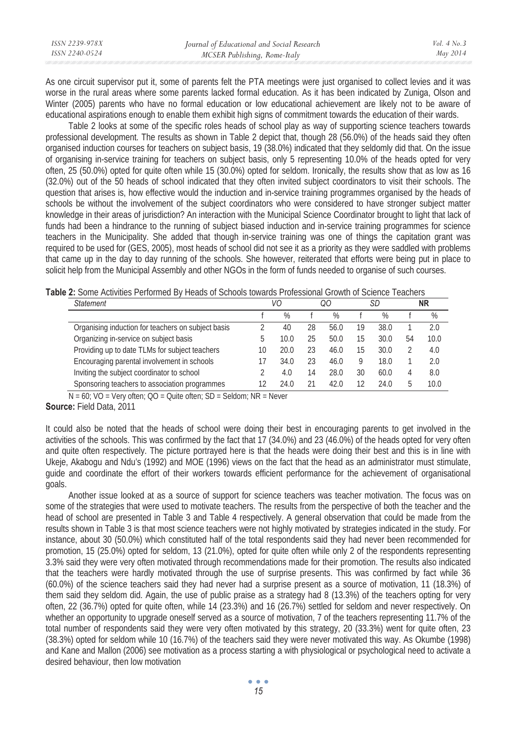As one circuit supervisor put it, some of parents felt the PTA meetings were just organised to collect levies and it was worse in the rural areas where some parents lacked formal education. As it has been indicated by Zuniga, Olson and Winter (2005) parents who have no formal education or low educational achievement are likely not to be aware of educational aspirations enough to enable them exhibit high signs of commitment towards the education of their wards.

Table 2 looks at some of the specific roles heads of school play as way of supporting science teachers towards professional development. The results as shown in Table 2 depict that, though 28 (56.0%) of the heads said they often organised induction courses for teachers on subject basis, 19 (38.0%) indicated that they seldomly did that. On the issue of organising in-service training for teachers on subject basis, only 5 representing 10.0% of the heads opted for very often, 25 (50.0%) opted for quite often while 15 (30.0%) opted for seldom. Ironically, the results show that as low as 16 (32.0%) out of the 50 heads of school indicated that they often invited subject coordinators to visit their schools. The question that arises is, how effective would the induction and in-service training programmes organised by the heads of schools be without the involvement of the subject coordinators who were considered to have stronger subject matter knowledge in their areas of jurisdiction? An interaction with the Municipal Science Coordinator brought to light that lack of funds had been a hindrance to the running of subject biased induction and in-service training programmes for science teachers in the Municipality. She added that though in-service training was one of things the capitation grant was required to be used for (GES, 2005), most heads of school did not see it as a priority as they were saddled with problems that came up in the day to day running of the schools. She however, reiterated that efforts were being put in place to solicit help from the Municipal Assembly and other NGOs in the form of funds needed to organise of such courses.

**Table 2:** Some Activities Performed By Heads of Schools towards Professional Growth of Science Teachers

| *Statement* | *VO* | | *QO* | | *SD* | | **NR** | |
|---|---|---|---|---|---|---|---|---|
| | f | % | f | % | f | % | f | % |
| Organising induction for teachers on subject basis | 2 | 40 | 28 | 56.0 | 19 | 38.0 | 1 | 2.0 |
| Organizing in-service on subject basis | 5 | 10.0 | 25 | 50.0 | 15 | 30.0 | 54 | 10.0 |
| Providing up to date TLMs for subject teachers | 10 | 20.0 | 23 | 46.0 | 15 | 30.0 | 2 | 4.0 |
| Encouraging parental involvement in schools | 17 | 34.0 | 23 | 46.0 | 9 | 18.0 | 1 | 2.0 |
| Inviting the subject coordinator to school | 2 | 4.0 | 14 | 28.0 | 30 | 60.0 | 4 | 8.0 |
| Sponsoring teachers to association programmes | 12 | 24.0 | 21 | 42.0 | 12 | 24.0 | 5 | 10.0 |

N = 60; VO = Very often; QO = Quite often; SD = Seldom; NR = Never

**Source:** Field Data, 2011

It could also be noted that the heads of school were doing their best in encouraging parents to get involved in the activities of the schools. This was confirmed by the fact that 17 (34.0%) and 23 (46.0%) of the heads opted for very often and quite often respectively. The picture portrayed here is that the heads were doing their best and this is in line with Ukeje, Akabogu and Ndu's (1992) and MOE (1996) views on the fact that the head as an administrator must stimulate, guide and coordinate the effort of their workers towards efficient performance for the achievement of organisational goals.

Another issue looked at as a source of support for science teachers was teacher motivation. The focus was on some of the strategies that were used to motivate teachers. The results from the perspective of both the teacher and the head of school are presented in Table 3 and Table 4 respectively. A general observation that could be made from the results shown in Table 3 is that most science teachers were not highly motivated by strategies indicated in the study. For instance, about 30 (50.0%) which constituted half of the total respondents said they had never been recommended for promotion, 15 (25.0%) opted for seldom, 13 (21.0%), opted for quite often while only 2 of the respondents representing 3.3% said they were very often motivated through recommendations made for their promotion. The results also indicated that the teachers were hardly motivated through the use of surprise presents. This was confirmed by fact while 36 (60.0%) of the science teachers said they had never had a surprise present as a source of motivation, 11 (18.3%) of them said they seldom did. Again, the use of public praise as a strategy had 8 (13.3%) of the teachers opting for very often, 22 (36.7%) opted for quite often, while 14 (23.3%) and 16 (26.7%) settled for seldom and never respectively. On whether an opportunity to upgrade oneself served as a source of motivation, 7 of the teachers representing 11.7% of the total number of respondents said they were very often motivated by this strategy, 20 (33.3%) went for quite often, 23 (38.3%) opted for seldom while 10 (16.7%) of the teachers said they were never motivated this way. As Okumbe (1998) and Kane and Mallon (2006) see motivation as a process starting a with physiological or psychological need to activate a desired behaviour, then low motivation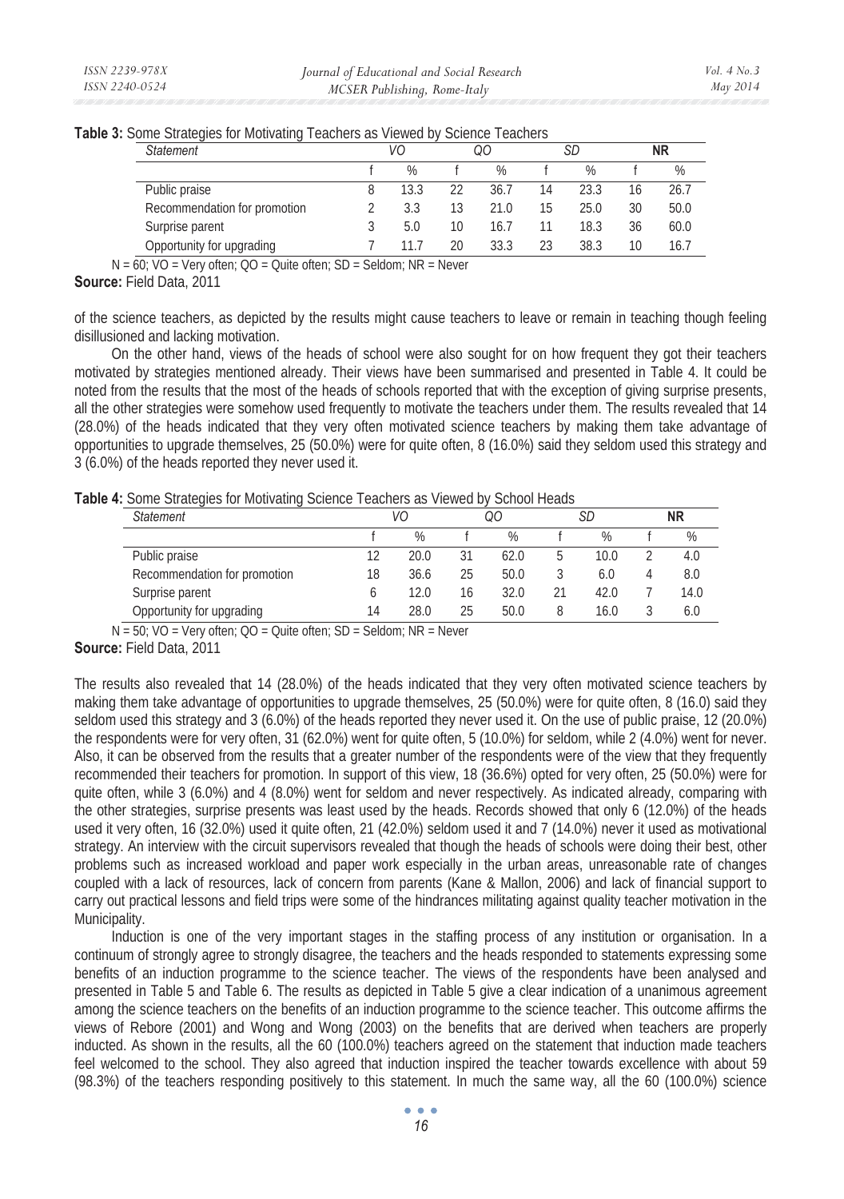**Table 3:** Some Strategies for Motivating Teachers as Viewed by Science Teachers

| *Statement* | *VO* | | *QO* | | *SD* | | **NR** | |
|---|---|---|---|---|---|---|---|---|
| | f | % | f | % | f | % | f | % |
| Public praise | 8 | 13.3 | 22 | 36.7 | 14 | 23.3 | 16 | 26.7 |
| Recommendation for promotion | 2 | 3.3 | 13 | 21.0 | 15 | 25.0 | 30 | 50.0 |
| Surprise parent | 3 | 5.0 | 10 | 16.7 | 11 | 18.3 | 36 | 60.0 |
| Opportunity for upgrading | 7 | 11.7 | 20 | 33.3 | 23 | 38.3 | 10 | 16.7 |

N = 60; VO = Very often; QO = Quite often; SD = Seldom; NR = Never

**Source:** Field Data, 2011

of the science teachers, as depicted by the results might cause teachers to leave or remain in teaching though feeling disillusioned and lacking motivation.

On the other hand, views of the heads of school were also sought for on how frequent they got their teachers motivated by strategies mentioned already. Their views have been summarised and presented in Table 4. It could be noted from the results that the most of the heads of schools reported that with the exception of giving surprise presents, all the other strategies were somehow used frequently to motivate the teachers under them. The results revealed that 14 (28.0%) of the heads indicated that they very often motivated science teachers by making them take advantage of opportunities to upgrade themselves, 25 (50.0%) were for quite often, 8 (16.0%) said they seldom used this strategy and 3 (6.0%) of the heads reported they never used it.

**Table 4:** Some Strategies for Motivating Science Teachers as Viewed by School Heads

| *Statement* | *VO* | | *QO* | | *SD* | | **NR** | |
|---|---|---|---|---|---|---|---|---|
| | f | % | f | % | f | % | f | % |
| Public praise | 12 | 20.0 | 31 | 62.0 | 5 | 10.0 | 2 | 4.0 |
| Recommendation for promotion | 18 | 36.6 | 25 | 50.0 | 3 | 6.0 | 4 | 8.0 |
| Surprise parent | 6 | 12.0 | 16 | 32.0 | 21 | 42.0 | 7 | 14.0 |
| Opportunity for upgrading | 14 | 28.0 | 25 | 50.0 | 8 | 16.0 | 3 | 6.0 |

N = 50; VO = Very often; QO = Quite often; SD = Seldom; NR = Never

**Source:** Field Data, 2011

The results also revealed that 14 (28.0%) of the heads indicated that they very often motivated science teachers by making them take advantage of opportunities to upgrade themselves, 25 (50.0%) were for quite often, 8 (16.0) said they seldom used this strategy and 3 (6.0%) of the heads reported they never used it. On the use of public praise, 12 (20.0%) the respondents were for very often, 31 (62.0%) went for quite often, 5 (10.0%) for seldom, while 2 (4.0%) went for never. Also, it can be observed from the results that a greater number of the respondents were of the view that they frequently recommended their teachers for promotion. In support of this view, 18 (36.6%) opted for very often, 25 (50.0%) were for quite often, while 3 (6.0%) and 4 (8.0%) went for seldom and never respectively. As indicated already, comparing with the other strategies, surprise presents was least used by the heads. Records showed that only 6 (12.0%) of the heads used it very often, 16 (32.0%) used it quite often, 21 (42.0%) seldom used it and 7 (14.0%) never it used as motivational strategy. An interview with the circuit supervisors revealed that though the heads of schools were doing their best, other problems such as increased workload and paper work especially in the urban areas, unreasonable rate of changes coupled with a lack of resources, lack of concern from parents (Kane & Mallon, 2006) and lack of financial support to carry out practical lessons and field trips were some of the hindrances militating against quality teacher motivation in the Municipality.

Induction is one of the very important stages in the staffing process of any institution or organisation. In a continuum of strongly agree to strongly disagree, the teachers and the heads responded to statements expressing some benefits of an induction programme to the science teacher. The views of the respondents have been analysed and presented in Table 5 and Table 6. The results as depicted in Table 5 give a clear indication of a unanimous agreement among the science teachers on the benefits of an induction programme to the science teacher. This outcome affirms the views of Rebore (2001) and Wong and Wong (2003) on the benefits that are derived when teachers are properly inducted. As shown in the results, all the 60 (100.0%) teachers agreed on the statement that induction made teachers feel welcomed to the school. They also agreed that induction inspired the teacher towards excellence with about 59 (98.3%) of the teachers responding positively to this statement. In much the same way, all the 60 (100.0%) science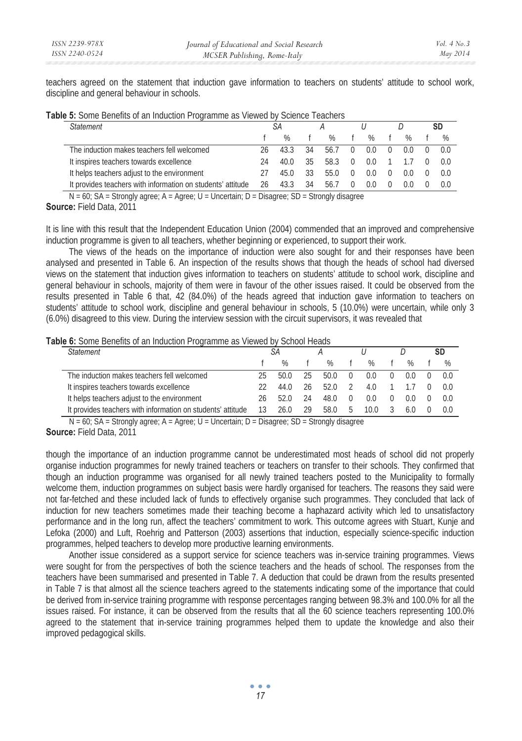teachers agreed on the statement that induction gave information to teachers on students' attitude to school work, discipline and general behaviour in schools.

**Table 5:** Some Benefits of an Induction Programme as Viewed by Science Teachers

| *Statement* | *SA* | | *A* | | *U* | | *D* | | **SD** | |
|---|---|---|---|---|---|---|---|---|---|---|
| | f | % | f | % | f | % | f | % | f | % |
| The induction makes teachers fell welcomed | 26 | 43.3 | 34 | 56.7 | 0 | 0.0 | 0 | 0.0 | 0 | 0.0 |
| It inspires teachers towards excellence | 24 | 40.0 | 35 | 58.3 | 0 | 0.0 | 1 | 1.7 | 0 | 0.0 |
| It helps teachers adjust to the environment | 27 | 45.0 | 33 | 55.0 | 0 | 0.0 | 0 | 0.0 | 0 | 0.0 |
| It provides teachers with information on students' attitude | 26 | 43.3 | 34 | 56.7 | 0 | 0.0 | 0 | 0.0 | 0 | 0.0 |

N = 60; SA = Strongly agree; A = Agree; U = Uncertain; D = Disagree; SD = Strongly disagree

**Source:** Field Data, 2011

It is line with this result that the Independent Education Union (2004) commended that an improved and comprehensive induction programme is given to all teachers, whether beginning or experienced, to support their work.

The views of the heads on the importance of induction were also sought for and their responses have been analysed and presented in Table 6. An inspection of the results shows that though the heads of school had diversed views on the statement that induction gives information to teachers on students' attitude to school work, discipline and general behaviour in schools, majority of them were in favour of the other issues raised. It could be observed from the results presented in Table 6 that, 42 (84.0%) of the heads agreed that induction gave information to teachers on students' attitude to school work, discipline and general behaviour in schools, 5 (10.0%) were uncertain, while only 3 (6.0%) disagreed to this view. During the interview session with the circuit supervisors, it was revealed that

**Table 6:** Some Benefits of an Induction Programme as Viewed by School Heads

| *Statement* | *SA* | | *A* | | *U* | | *D* | | **SD** | |
|---|---|---|---|---|---|---|---|---|---|---|
| | f | % | f | % | f | % | f | % | f | % |
| The induction makes teachers fell welcomed | 25 | 50.0 | 25 | 50.0 | 0 | 0.0 | 0 | 0.0 | 0 | 0.0 |
| It inspires teachers towards excellence | 22 | 44.0 | 26 | 52.0 | 2 | 4.0 | 1 | 1.7 | 0 | 0.0 |
| It helps teachers adjust to the environment | 26 | 52.0 | 24 | 48.0 | 0 | 0.0 | 0 | 0.0 | 0 | 0.0 |
| It provides teachers with information on students' attitude | 13 | 26.0 | 29 | 58.0 | 5 | 10.0 | 3 | 6.0 | 0 | 0.0 |

N = 60; SA = Strongly agree; A = Agree; U = Uncertain; D = Disagree; SD = Strongly disagree

**Source:** Field Data, 2011

though the importance of an induction programme cannot be underestimated most heads of school did not properly organise induction programmes for newly trained teachers or teachers on transfer to their schools. They confirmed that though an induction programme was organised for all newly trained teachers posted to the Municipality to formally welcome them, induction programmes on subject basis were hardly organised for teachers. The reasons they said were not far-fetched and these included lack of funds to effectively organise such programmes. They concluded that lack of induction for new teachers sometimes made their teaching become a haphazard activity which led to unsatisfactory performance and in the long run, affect the teachers' commitment to work. This outcome agrees with Stuart, Kunje and Lefoka (2000) and Luft, Roehrig and Patterson (2003) assertions that induction, especially science-specific induction programmes, helped teachers to develop more productive learning environments.

Another issue considered as a support service for science teachers was in-service training programmes. Views were sought for from the perspectives of both the science teachers and the heads of school. The responses from the teachers have been summarised and presented in Table 7. A deduction that could be drawn from the results presented in Table 7 is that almost all the science teachers agreed to the statements indicating some of the importance that could be derived from in-service training programme with response percentages ranging between 98.3% and 100.0% for all the issues raised. For instance, it can be observed from the results that all the 60 science teachers representing 100.0% agreed to the statement that in-service training programmes helped them to update the knowledge and also their improved pedagogical skills.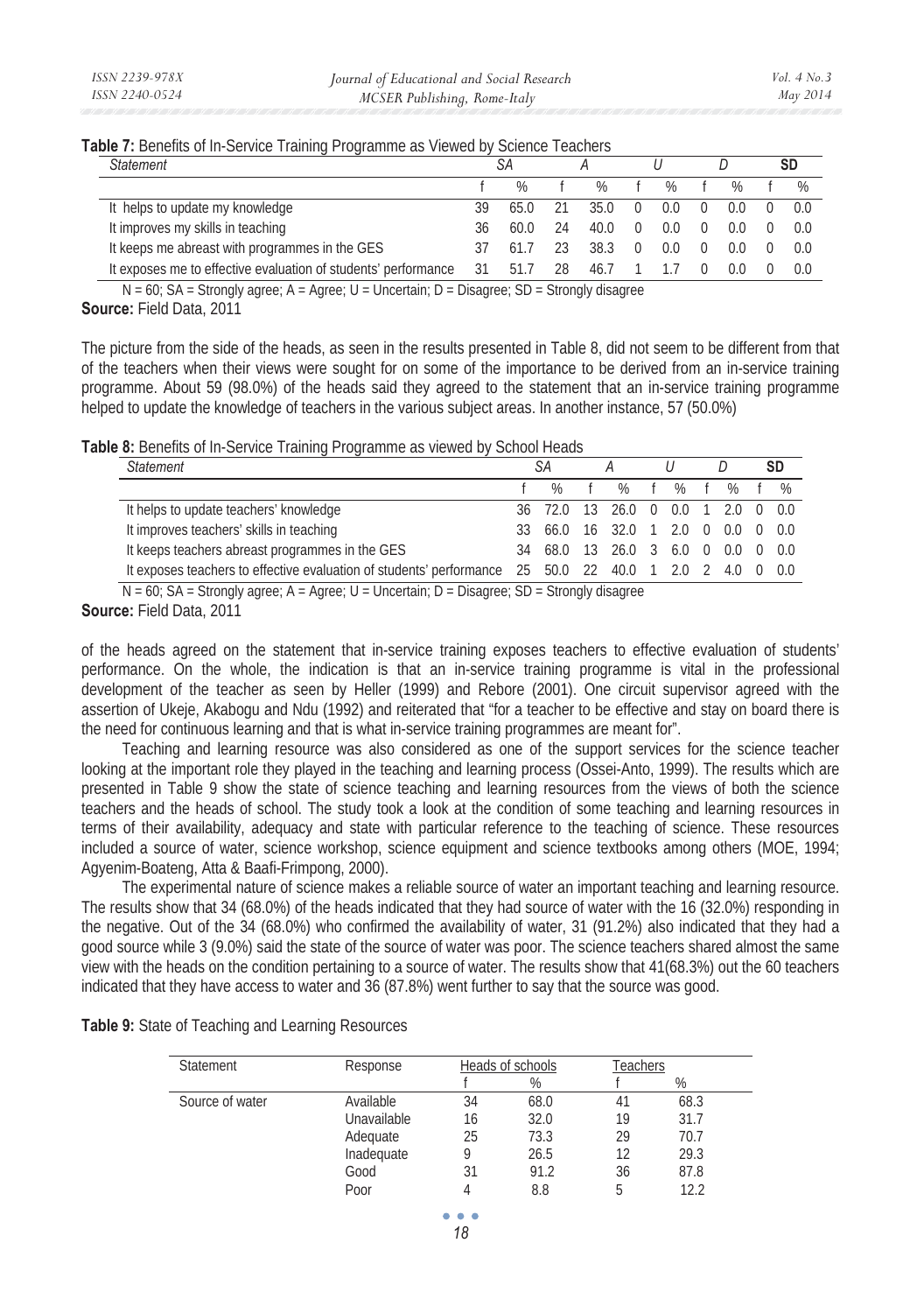**Table 7:** Benefits of In-Service Training Programme as Viewed by Science Teachers

| *Statement* | *SA* | | *A* | | *U* | | *D* | | **SD** | |
|---|---|---|---|---|---|---|---|---|---|---|
| | f | % | f | % | f | % | f | % | f | % |
| It helps to update my knowledge | 39 | 65.0 | 21 | 35.0 | 0 | 0.0 | 0 | 0.0 | 0 | 0.0 |
| It improves my skills in teaching | 36 | 60.0 | 24 | 40.0 | 0 | 0.0 | 0 | 0.0 | 0 | 0.0 |
| It keeps me abreast with programmes in the GES | 37 | 61.7 | 23 | 38.3 | 0 | 0.0 | 0 | 0.0 | 0 | 0.0 |
| It exposes me to effective evaluation of students' performance | 31 | 51.7 | 28 | 46.7 | 1 | 1.7 | 0 | 0.0 | 0 | 0.0 |

N = 60; SA = Strongly agree; A = Agree; U = Uncertain; D = Disagree; SD = Strongly disagree

**Source:** Field Data, 2011

The picture from the side of the heads, as seen in the results presented in Table 8, did not seem to be different from that of the teachers when their views were sought for on some of the importance to be derived from an in-service training programme. About 59 (98.0%) of the heads said they agreed to the statement that an in-service training programme helped to update the knowledge of teachers in the various subject areas. In another instance, 57 (50.0%)

**Table 8:** Benefits of In-Service Training Programme as viewed by School Heads

| *Statement* | *SA* | | *A* | | *U* | | *D* | | **SD** | |
|---|---|---|---|---|---|---|---|---|---|---|
| | f | % | f | % | f | % | f | % | f | % |
| It helps to update teachers' knowledge | 36 | 72.0 | 13 | 26.0 | 0 | 0.0 | 1 | 2.0 | 0 | 0.0 |
| It improves teachers' skills in teaching | 33 | 66.0 | 16 | 32.0 | 1 | 2.0 | 0 | 0.0 | 0 | 0.0 |
| It keeps teachers abreast programmes in the GES | 34 | 68.0 | 13 | 26.0 | 3 | 6.0 | 0 | 0.0 | 0 | 0.0 |
| It exposes teachers to effective evaluation of students' performance | 25 | 50.0 | 22 | 40.0 | 1 | 2.0 | 2 | 4.0 | 0 | 0.0 |

N = 60; SA = Strongly agree; A = Agree; U = Uncertain; D = Disagree; SD = Strongly disagree

**Source:** Field Data, 2011

of the heads agreed on the statement that in-service training exposes teachers to effective evaluation of students' performance. On the whole, the indication is that an in-service training programme is vital in the professional development of the teacher as seen by Heller (1999) and Rebore (2001). One circuit supervisor agreed with the assertion of Ukeje, Akabogu and Ndu (1992) and reiterated that "for a teacher to be effective and stay on board there is the need for continuous learning and that is what in-service training programmes are meant for".

Teaching and learning resource was also considered as one of the support services for the science teacher looking at the important role they played in the teaching and learning process (Ossei-Anto, 1999). The results which are presented in Table 9 show the state of science teaching and learning resources from the views of both the science teachers and the heads of school. The study took a look at the condition of some teaching and learning resources in terms of their availability, adequacy and state with particular reference to the teaching of science. These resources included a source of water, science workshop, science equipment and science textbooks among others (MOE, 1994; Agyenim-Boateng, Atta & Baafi-Frimpong, 2000).

The experimental nature of science makes a reliable source of water an important teaching and learning resource. The results show that 34 (68.0%) of the heads indicated that they had source of water with the 16 (32.0%) responding in the negative. Out of the 34 (68.0%) who confirmed the availability of water, 31 (91.2%) also indicated that they had a good source while 3 (9.0%) said the state of the source of water was poor. The science teachers shared almost the same view with the heads on the condition pertaining to a source of water. The results show that 41(68.3%) out the 60 teachers indicated that they have access to water and 36 (87.8%) went further to say that the source was good.

**Table 9:** State of Teaching and Learning Resources

| Statement | Response | Heads of schools | | Teachers | |
|---|---|---|---|---|---|
| | | f | % | f | % |
| Source of water | Available | 34 | 68.0 | 41 | 68.3 |
| | Unavailable | 16 | 32.0 | 19 | 31.7 |
| | Adequate | 25 | 73.3 | 29 | 70.7 |
| | Inadequate | 9 | 26.5 | 12 | 29.3 |
| | Good | 31 | 91.2 | 36 | 87.8 |
| | Poor | 4 | 8.8 | 5 | 12.2 |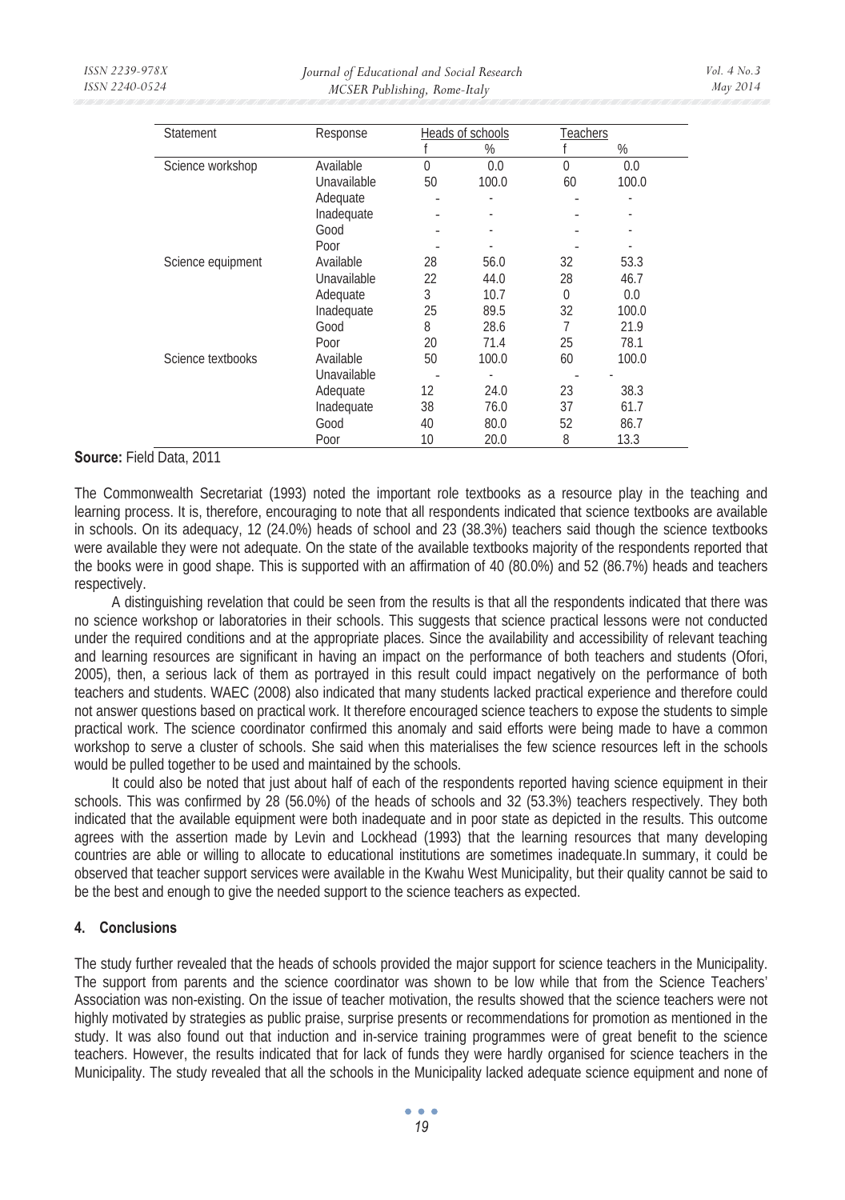| Statement | Response | Heads of schools | | Teachers | |
|---|---|---|---|---|---|
| | | f | % | f | % |
| Science workshop | Available | 0 | 0.0 | 0 | 0.0 |
| | Unavailable | 50 | 100.0 | 60 | 100.0 |
| | Adequate | - | - | - | - |
| | Inadequate | - | - | - | - |
| | Good | - | - | - | - |
| | Poor | - | - | - | - |
| Science equipment | Available | 28 | 56.0 | 32 | 53.3 |
| | Unavailable | 22 | 44.0 | 28 | 46.7 |
| | Adequate | 3 | 10.7 | 0 | 0.0 |
| | Inadequate | 25 | 89.5 | 32 | 100.0 |
| | Good | 8 | 28.6 | 7 | 21.9 |
| | Poor | 20 | 71.4 | 25 | 78.1 |
| Science textbooks | Available | 50 | 100.0 | 60 | 100.0 |
| | Unavailable | - | - | - | - |
| | Adequate | 12 | 24.0 | 23 | 38.3 |
| | Inadequate | 38 | 76.0 | 37 | 61.7 |
| | Good | 40 | 80.0 | 52 | 86.7 |
| | Poor | 10 | 20.0 | 8 | 13.3 |

**Source:** Field Data, 2011

The Commonwealth Secretariat (1993) noted the important role textbooks as a resource play in the teaching and learning process. It is, therefore, encouraging to note that all respondents indicated that science textbooks are available in schools. On its adequacy, 12 (24.0%) heads of school and 23 (38.3%) teachers said though the science textbooks were available they were not adequate. On the state of the available textbooks majority of the respondents reported that the books were in good shape. This is supported with an affirmation of 40 (80.0%) and 52 (86.7%) heads and teachers respectively.

A distinguishing revelation that could be seen from the results is that all the respondents indicated that there was no science workshop or laboratories in their schools. This suggests that science practical lessons were not conducted under the required conditions and at the appropriate places. Since the availability and accessibility of relevant teaching and learning resources are significant in having an impact on the performance of both teachers and students (Ofori, 2005), then, a serious lack of them as portrayed in this result could impact negatively on the performance of both teachers and students. WAEC (2008) also indicated that many students lacked practical experience and therefore could not answer questions based on practical work. It therefore encouraged science teachers to expose the students to simple practical work. The science coordinator confirmed this anomaly and said efforts were being made to have a common workshop to serve a cluster of schools. She said when this materialises the few science resources left in the schools would be pulled together to be used and maintained by the schools.

It could also be noted that just about half of each of the respondents reported having science equipment in their schools. This was confirmed by 28 (56.0%) of the heads of schools and 32 (53.3%) teachers respectively. They both indicated that the available equipment were both inadequate and in poor state as depicted in the results. This outcome agrees with the assertion made by Levin and Lockhead (1993) that the learning resources that many developing countries are able or willing to allocate to educational institutions are sometimes inadequate.In summary, it could be observed that teacher support services were available in the Kwahu West Municipality, but their quality cannot be said to be the best and enough to give the needed support to the science teachers as expected.

## 4. Conclusions

The study further revealed that the heads of schools provided the major support for science teachers in the Municipality. The support from parents and the science coordinator was shown to be low while that from the Science Teachers' Association was non-existing. On the issue of teacher motivation, the results showed that the science teachers were not highly motivated by strategies as public praise, surprise presents or recommendations for promotion as mentioned in the study. It was also found out that induction and in-service training programmes were of great benefit to the science teachers. However, the results indicated that for lack of funds they were hardly organised for science teachers in the Municipality. The study revealed that all the schools in the Municipality lacked adequate science equipment and none of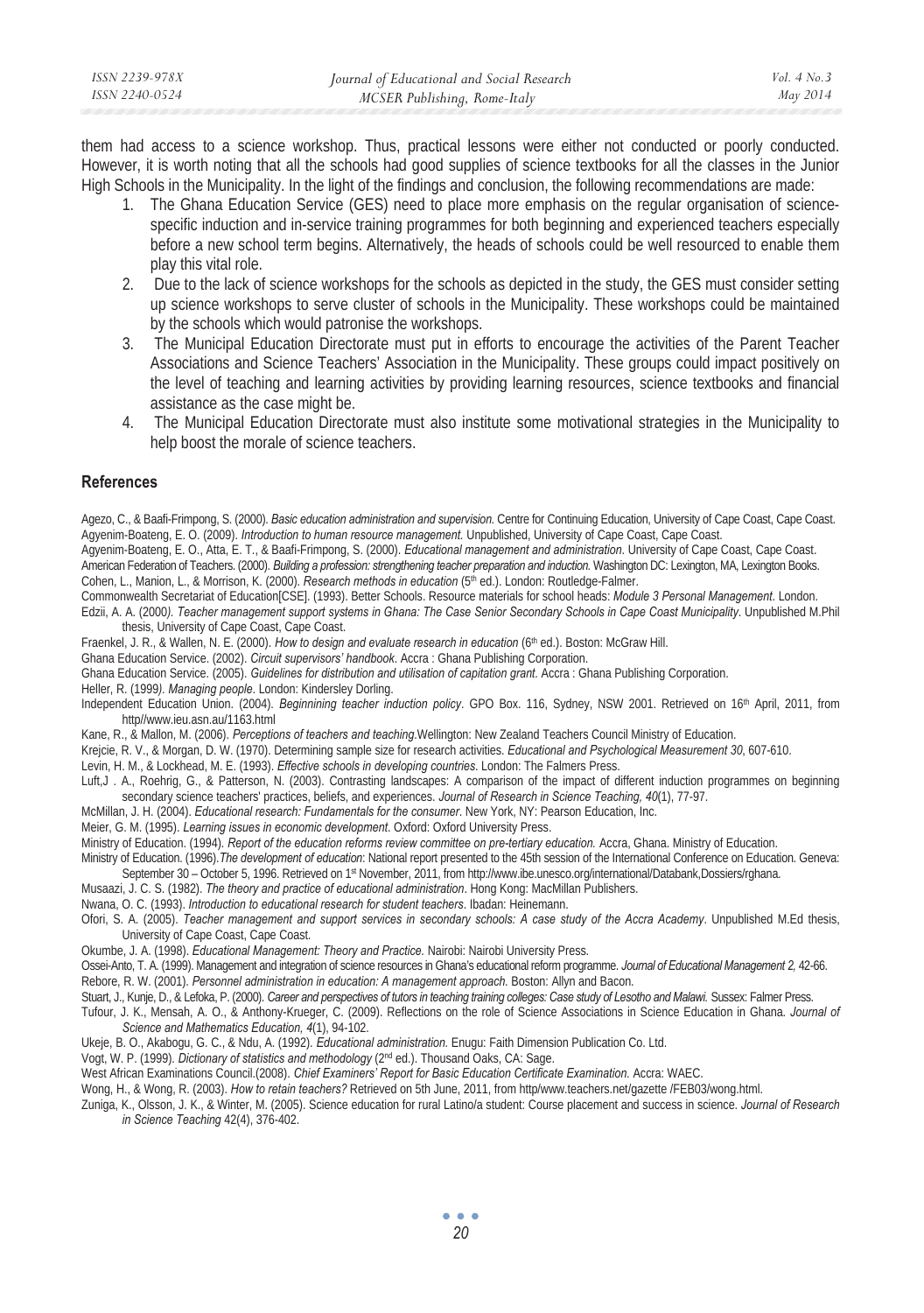them had access to a science workshop. Thus, practical lessons were either not conducted or poorly conducted. However, it is worth noting that all the schools had good supplies of science textbooks for all the classes in the Junior High Schools in the Municipality. In the light of the findings and conclusion, the following recommendations are made:

1. The Ghana Education Service (GES) need to place more emphasis on the regular organisation of science-specific induction and in-service training programmes for both beginning and experienced teachers especially before a new school term begins. Alternatively, the heads of schools could be well resourced to enable them play this vital role.
2. Due to the lack of science workshops for the schools as depicted in the study, the GES must consider setting up science workshops to serve cluster of schools in the Municipality. These workshops could be maintained by the schools which would patronise the workshops.
3. The Municipal Education Directorate must put in efforts to encourage the activities of the Parent Teacher Associations and Science Teachers' Association in the Municipality. These groups could impact positively on the level of teaching and learning activities by providing learning resources, science textbooks and financial assistance as the case might be.
4. The Municipal Education Directorate must also institute some motivational strategies in the Municipality to help boost the morale of science teachers.

## References

Agezo, C., & Baafi-Frimpong, S. (2000). *Basic education administration and supervision.* Centre for Continuing Education, University of Cape Coast, Cape Coast.

Agyenim-Boateng, E. O. (2009). *Introduction to human resource management.* Unpublished, University of Cape Coast, Cape Coast.

Agyenim-Boateng, E. O., Atta, E. T., & Baafi-Frimpong, S. (2000). *Educational management and administration.* University of Cape Coast, Cape Coast.

American Federation of Teachers. (2000). *Building a profession: strengthening teacher preparation and induction.* Washington DC: Lexington, MA, Lexington Books.

Cohen, L., Manion, L., & Morrison, K. (2000). *Research methods in education* (5th ed.). London: Routledge-Falmer.

Commonwealth Secretariat of Education[CSE]. (1993). Better Schools. Resource materials for school heads: *Module 3 Personal Management*. London.

Edzii, A. A. (2000*). Teacher management support systems in Ghana: The Case Senior Secondary Schools in Cape Coast Municipality*. Unpublished M.Phil thesis, University of Cape Coast, Cape Coast.

Fraenkel, J. R., & Wallen, N. E. (2000). *How to design and evaluate research in education* (6th ed.). Boston: McGraw Hill.

Ghana Education Service. (2002). *Circuit supervisors' handbook*. Accra : Ghana Publishing Corporation.

Ghana Education Service. (2005). *Guidelines for distribution and utilisation of capitation grant*. Accra : Ghana Publishing Corporation.

Heller, R. (1999*). Managing people*. London: Kindersley Dorling.

Independent Education Union. (2004). *Beginnining teacher induction policy*. GPO Box. 116, Sydney, NSW 2001. Retrieved on 16th April, 2011, from http//www.ieu.asn.au/1163.html

Kane, R., & Mallon, M. (2006). *Perceptions of teachers and teaching.*Wellington: New Zealand Teachers Council Ministry of Education.

Krejcie, R. V., & Morgan, D. W. (1970). Determining sample size for research activities. *Educational and Psychological Measurement 30*, 607-610.

Levin, H. M., & Lockhead, M. E. (1993). *Effective schools in developing countries*. London: The Falmers Press.

Luft,J . A., Roehrig, G., & Patterson, N. (2003). Contrasting landscapes: A comparison of the impact of different induction programmes on beginning secondary science teachers' practices, beliefs, and experiences. *Journal of Research in Science Teaching, 40*(1), 77-97.

McMillan, J. H. (2004). *Educational research: Fundamentals for the consumer*. New York, NY: Pearson Education, Inc.

Meier, G. M. (1995). *Learning issues in economic development*. Oxford: Oxford University Press.

Ministry of Education. (1994). *Report of the education reforms review committee on pre-tertiary education.* Accra, Ghana. Ministry of Education.

Ministry of Education. (1996).*The development of education*: National report presented to the 45th session of the International Conference on Education. Geneva: September 30 – October 5, 1996. Retrieved on 1st November, 2011, from http://www.ibe.unesco.org/international/Databank,Dossiers/rghana.

Musaazi, J. C. S. (1982). *The theory and practice of educational administration*. Hong Kong: MacMillan Publishers.

Nwana, O. C. (1993). *Introduction to educational research for student teachers*. Ibadan: Heinemann.

Ofori, S. A. (2005). *Teacher management and support services in secondary schools: A case study of the Accra Academy*. Unpublished M.Ed thesis, University of Cape Coast, Cape Coast.

Okumbe, J. A. (1998). *Educational Management: Theory and Practice.* Nairobi: Nairobi University Press.

Ossei-Anto, T. A. (1999). Management and integration of science resources in Ghana's educational reform programme. *Journal of Educational Management 2,* 42-66.

Rebore, R. W. (2001). *Personnel administration in education: A management approach.* Boston: Allyn and Bacon.

Stuart, J., Kunje, D., & Lefoka, P. (2000). *Career and perspectives of tutors in teaching training colleges: Case study of Lesotho and Malawi.* Sussex: Falmer Press.

Tufour, J. K., Mensah, A. O., & Anthony-Krueger, C. (2009). Reflections on the role of Science Associations in Science Education in Ghana. *Journal of Science and Mathematics Education, 4*(1), 94-102.

Ukeje, B. O., Akabogu, G. C., & Ndu, A. (1992). *Educational administration.* Enugu: Faith Dimension Publication Co. Ltd.

Vogt, W. P. (1999). *Dictionary of statistics and methodology* (2nd ed.). Thousand Oaks, CA: Sage.

West African Examinations Council.(2008). *Chief Examiners' Report for Basic Education Certificate Examination.* Accra: WAEC.

Wong, H., & Wong, R. (2003). *How to retain teachers?* Retrieved on 5th June, 2011, from http/www.teachers.net/gazette /FEB03/wong.html.

Zuniga, K., Olsson, J. K., & Winter, M. (2005). Science education for rural Latino/a student: Course placement and success in science. *Journal of Research in Science Teaching* 42(4), 376-402.